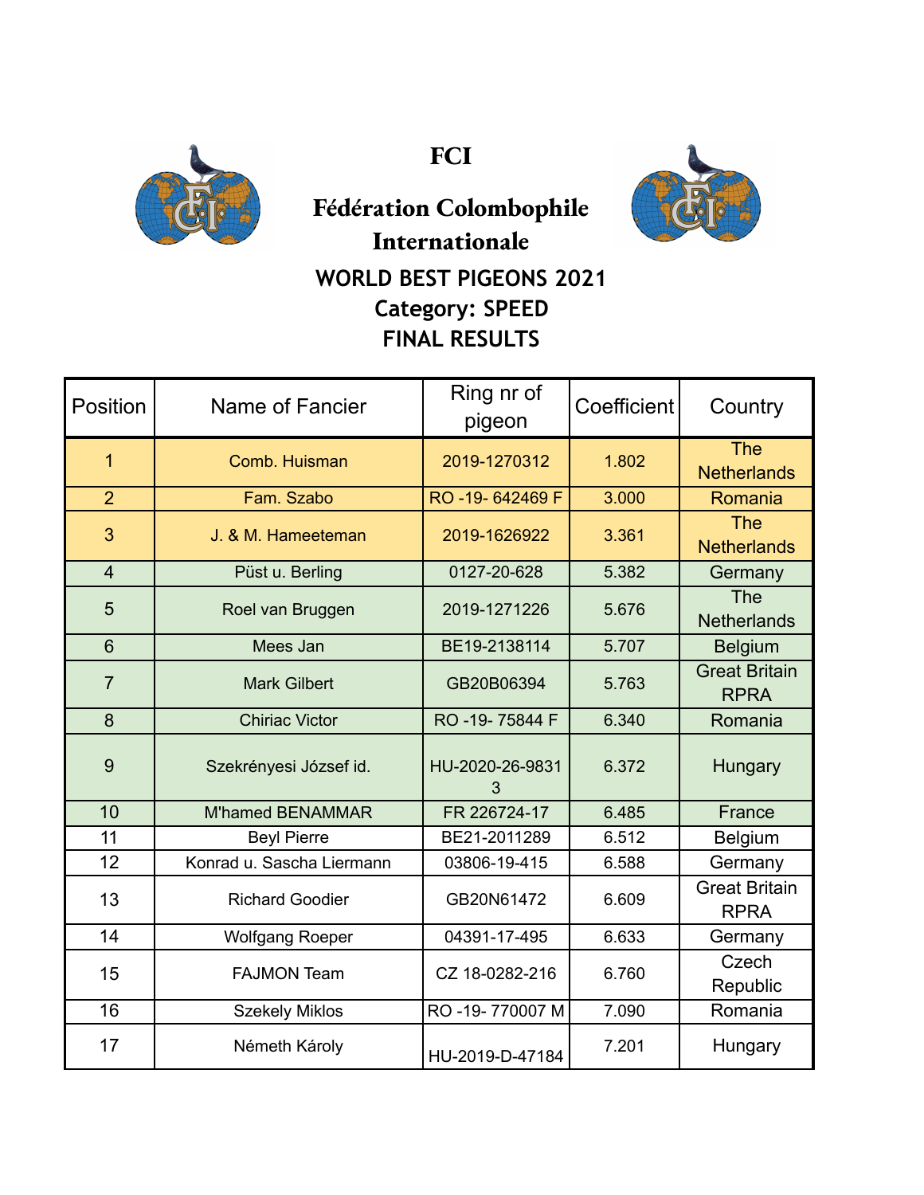# FCI

## Fédération Colombophile Internationale

### WORLD BEST PIGEONS 2021
### Category: SPEED
### FINAL RESULTS

| Position | Name of Fancier | Ring nr of pigeon | Coefficient | Country |
|---|---|---|---|---|
| 1 | Comb. Huisman | 2019-1270312 | 1.802 | The Netherlands |
| 2 | Fam. Szabo | RO -19- 642469 F | 3.000 | Romania |
| 3 | J. & M. Hameeteman | 2019-1626922 | 3.361 | The Netherlands |
| 4 | Püst u. Berling | 0127-20-628 | 5.382 | Germany |
| 5 | Roel van Bruggen | 2019-1271226 | 5.676 | The Netherlands |
| 6 | Mees Jan | BE19-2138114 | 5.707 | Belgium |
| 7 | Mark Gilbert | GB20B06394 | 5.763 | Great Britain RPRA |
| 8 | Chiriac Victor | RO -19- 75844 F | 6.340 | Romania |
| 9 | Szekrényesi József id. | HU-2020-26-98313 | 6.372 | Hungary |
| 10 | M'hamed BENAMMAR | FR 226724-17 | 6.485 | France |
| 11 | Beyl Pierre | BE21-2011289 | 6.512 | Belgium |
| 12 | Konrad u. Sascha Liermann | 03806-19-415 | 6.588 | Germany |
| 13 | Richard Goodier | GB20N61472 | 6.609 | Great Britain RPRA |
| 14 | Wolfgang Roeper | 04391-17-495 | 6.633 | Germany |
| 15 | FAJMON Team | CZ 18-0282-216 | 6.760 | Czech Republic |
| 16 | Szekely Miklos | RO -19- 770007 M | 7.090 | Romania |
| 17 | Németh Károly | HU-2019-D-47184 | 7.201 | Hungary |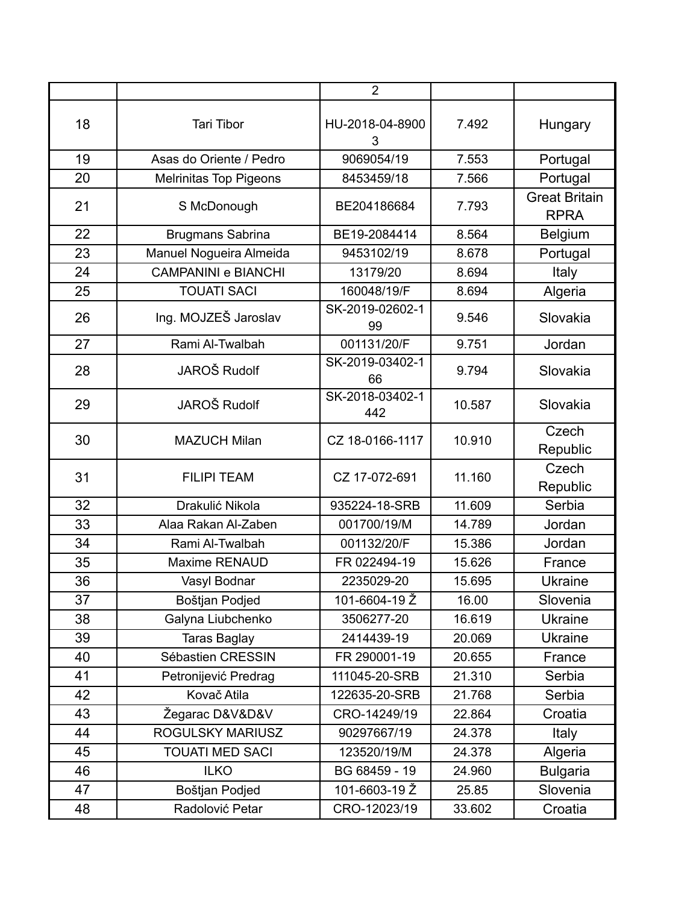| | | 2 | | |
|---|---|---|---|---|
| 18 | Tari Tibor | HU-2018-04-89003 | 7.492 | Hungary |
| 19 | Asas do Oriente / Pedro | 9069054/19 | 7.553 | Portugal |
| 20 | Melrinitas Top Pigeons | 8453459/18 | 7.566 | Portugal |
| 21 | S McDonough | BE204186684 | 7.793 | Great Britain RPRA |
| 22 | Brugmans Sabrina | BE19-2084414 | 8.564 | Belgium |
| 23 | Manuel Nogueira Almeida | 9453102/19 | 8.678 | Portugal |
| 24 | CAMPANINI e BIANCHI | 13179/20 | 8.694 | Italy |
| 25 | TOUATI SACI | 160048/19/F | 8.694 | Algeria |
| 26 | Ing. MOJZEŠ Jaroslav | SK-2019-02602-199 | 9.546 | Slovakia |
| 27 | Rami Al-Twalbah | 001131/20/F | 9.751 | Jordan |
| 28 | JAROŠ Rudolf | SK-2019-03402-166 | 9.794 | Slovakia |
| 29 | JAROŠ Rudolf | SK-2018-03402-1442 | 10.587 | Slovakia |
| 30 | MAZUCH Milan | CZ 18-0166-1117 | 10.910 | Czech Republic |
| 31 | FILIPI TEAM | CZ 17-072-691 | 11.160 | Czech Republic |
| 32 | Drakulić Nikola | 935224-18-SRB | 11.609 | Serbia |
| 33 | Alaa Rakan Al-Zaben | 001700/19/M | 14.789 | Jordan |
| 34 | Rami Al-Twalbah | 001132/20/F | 15.386 | Jordan |
| 35 | Maxime RENAUD | FR 022494-19 | 15.626 | France |
| 36 | Vasyl Bodnar | 2235029-20 | 15.695 | Ukraine |
| 37 | Boštjan Podjed | 101-6604-19 Ž | 16.00 | Slovenia |
| 38 | Galyna Liubchenko | 3506277-20 | 16.619 | Ukraine |
| 39 | Taras Baglay | 2414439-19 | 20.069 | Ukraine |
| 40 | Sébastien CRESSIN | FR 290001-19 | 20.655 | France |
| 41 | Petronijević Predrag | 111045-20-SRB | 21.310 | Serbia |
| 42 | Kovač Atila | 122635-20-SRB | 21.768 | Serbia |
| 43 | Žegarac D&V&D&V | CRO-14249/19 | 22.864 | Croatia |
| 44 | ROGULSKY MARIUSZ | 90297667/19 | 24.378 | Italy |
| 45 | TOUATI MED SACI | 123520/19/M | 24.378 | Algeria |
| 46 | ILKO | BG 68459 - 19 | 24.960 | Bulgaria |
| 47 | Boštjan Podjed | 101-6603-19 Ž | 25.85 | Slovenia |
| 48 | Radolović Petar | CRO-12023/19 | 33.602 | Croatia |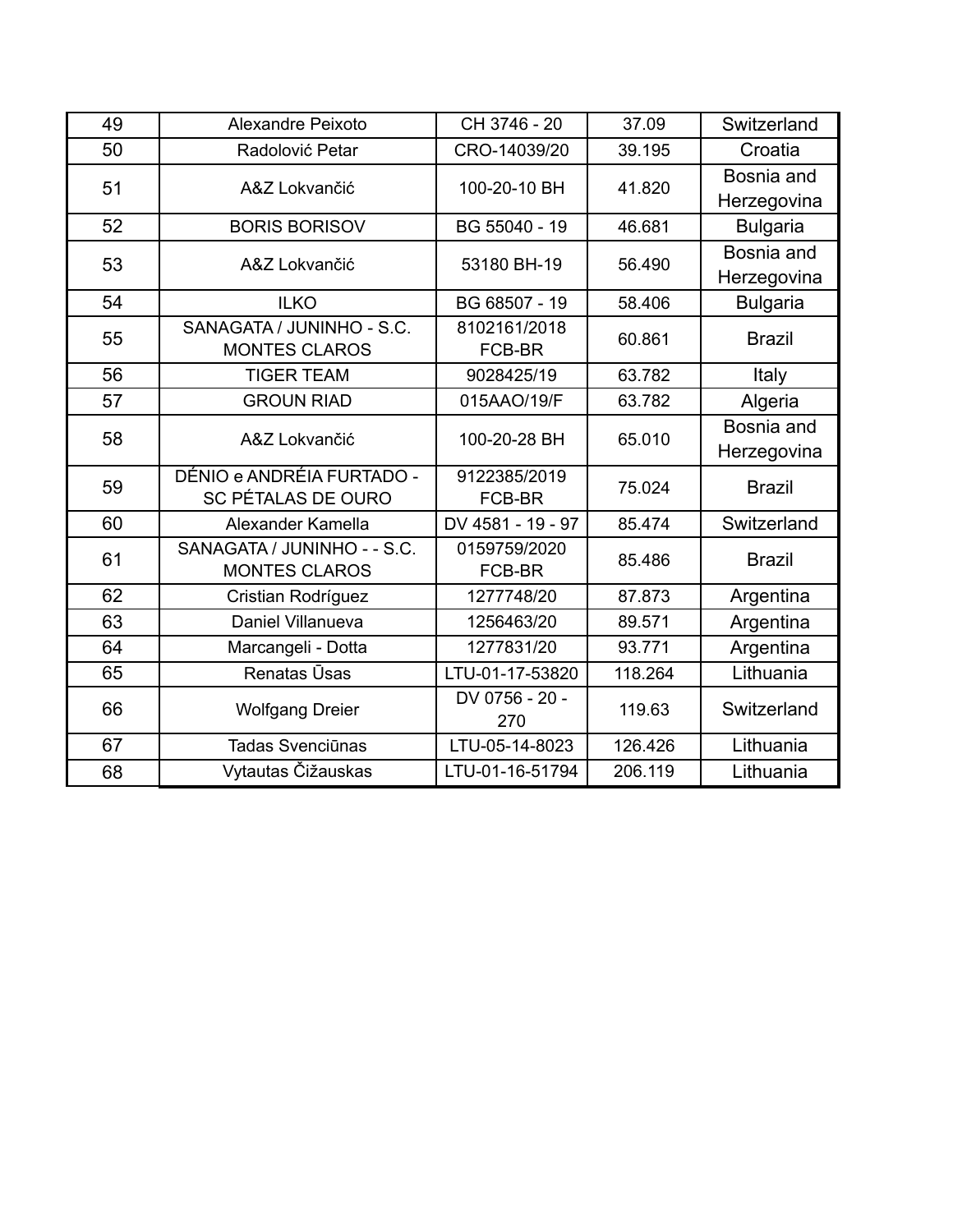| | | | | |
|---|---|---|---|---|
| 49 | Alexandre Peixoto | CH 3746 - 20 | 37.09 | Switzerland |
| 50 | Radolović Petar | CRO-14039/20 | 39.195 | Croatia |
| 51 | A&Z Lokvančić | 100-20-10 BH | 41.820 | Bosnia and Herzegovina |
| 52 | BORIS BORISOV | BG 55040 - 19 | 46.681 | Bulgaria |
| 53 | A&Z Lokvančić | 53180 BH-19 | 56.490 | Bosnia and Herzegovina |
| 54 | ILKO | BG 68507 - 19 | 58.406 | Bulgaria |
| 55 | SANAGATA / JUNINHO - S.C. MONTES CLAROS | 8102161/2018 FCB-BR | 60.861 | Brazil |
| 56 | TIGER TEAM | 9028425/19 | 63.782 | Italy |
| 57 | GROUN RIAD | 015AAO/19/F | 63.782 | Algeria |
| 58 | A&Z Lokvančić | 100-20-28 BH | 65.010 | Bosnia and Herzegovina |
| 59 | DÉNIO e ANDRÉIA FURTADO - SC PÉTALAS DE OURO | 9122385/2019 FCB-BR | 75.024 | Brazil |
| 60 | Alexander Kamella | DV 4581 - 19 - 97 | 85.474 | Switzerland |
| 61 | SANAGATA / JUNINHO - - S.C. MONTES CLAROS | 0159759/2020 FCB-BR | 85.486 | Brazil |
| 62 | Cristian Rodríguez | 1277748/20 | 87.873 | Argentina |
| 63 | Daniel Villanueva | 1256463/20 | 89.571 | Argentina |
| 64 | Marcangeli - Dotta | 1277831/20 | 93.771 | Argentina |
| 65 | Renatas Ūsas | LTU-01-17-53820 | 118.264 | Lithuania |
| 66 | Wolfgang Dreier | DV 0756 - 20 - 270 | 119.63 | Switzerland |
| 67 | Tadas Svenciūnas | LTU-05-14-8023 | 126.426 | Lithuania |
| 68 | Vytautas Čižauskas | LTU-01-16-51794 | 206.119 | Lithuania |